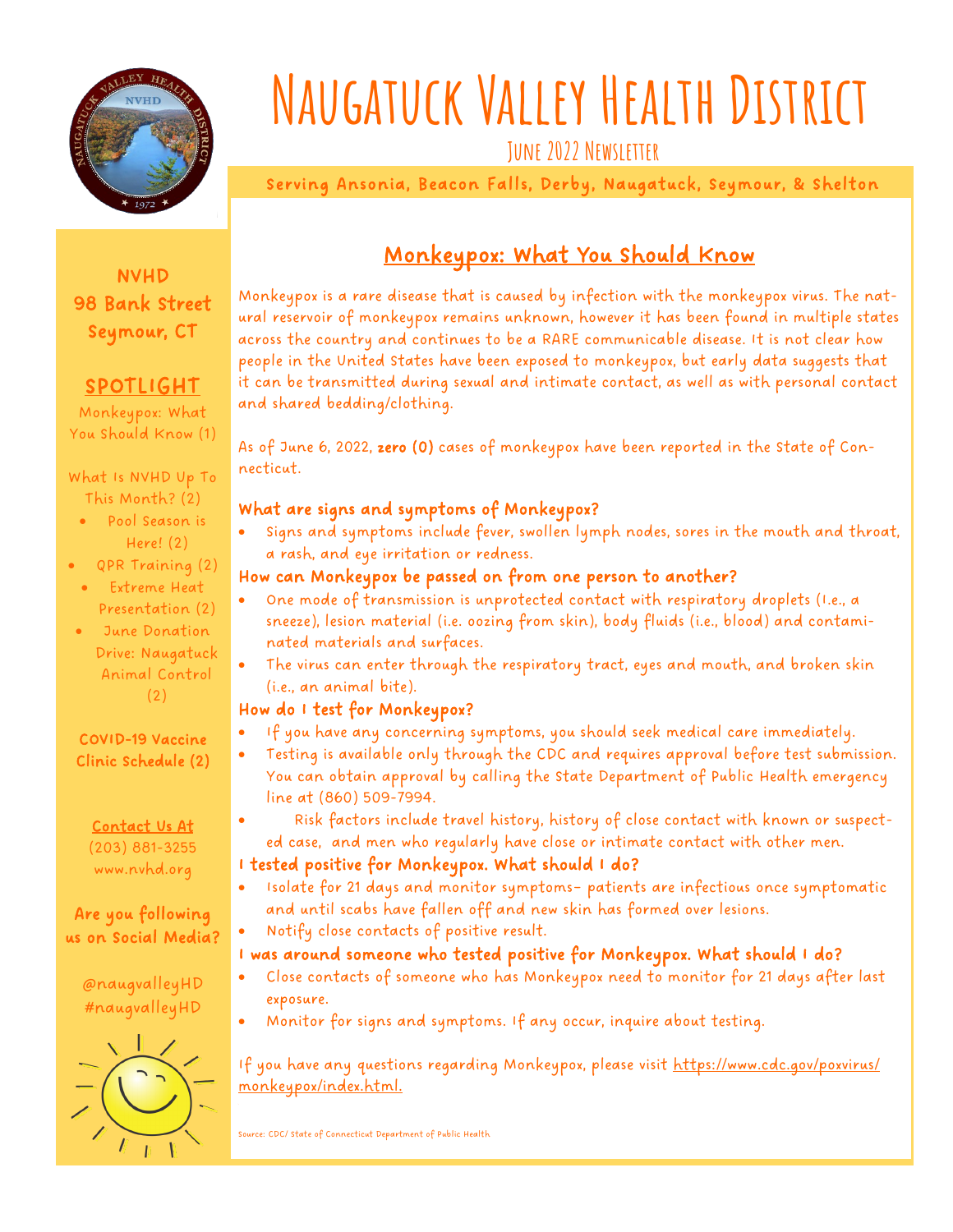# Naugatuck Valley Health District

June 2022 Newsletter

**Serving Ansonia, Beacon Falls, Derby, Naugatuck, Seymour, & Shelton**

**NVHD**
**98 Bank Street**
**Seymour, CT**

**SPOTLIGHT**

Monkeypox: What You Should Know (1)

What Is NVHD Up To This Month? (2)

- Pool Season is Here! (2)
- QPR Training (2)
- Extreme Heat Presentation (2)
- June Donation Drive: Naugatuck Animal Control (2)

**COVID-19 Vaccine Clinic Schedule (2)**

**Contact Us At**
(203) 881-3255
www.nvhd.org

**Are you following us on Social Media?**

@naugvalleyHD
#naugvalleyHD

## Monkeypox: What You Should Know

Monkeypox is a rare disease that is caused by infection with the monkeypox virus. The natural reservoir of monkeypox remains unknown, however it has been found in multiple states across the country and continues to be a RARE communicable disease. It is not clear how people in the United States have been exposed to monkeypox, but early data suggests that it can be transmitted during sexual and intimate contact, as well as with personal contact and shared bedding/clothing.

As of June 6, 2022, **zero (0)** cases of monkeypox have been reported in the State of Connecticut.

### What are signs and symptoms of Monkeypox?

- Signs and symptoms include fever, swollen lymph nodes, sores in the mouth and throat, a rash, and eye irritation or redness.

### How can Monkeypox be passed on from one person to another?

- One mode of transmission is unprotected contact with respiratory droplets (I.e., a sneeze), lesion material (i.e. oozing from skin), body fluids (i.e., blood) and contaminated materials and surfaces.
- The virus can enter through the respiratory tract, eyes and mouth, and broken skin (i.e., an animal bite).

### How do I test for Monkeypox?

- If you have any concerning symptoms, you should seek medical care immediately.
- Testing is available only through the CDC and requires approval before test submission. You can obtain approval by calling the State Department of Public Health emergency line at (860) 509-7994.
- Risk factors include travel history, history of close contact with known or suspected case, and men who regularly have close or intimate contact with other men.

### I tested positive for Monkeypox. What should I do?

- Isolate for 21 days and monitor symptoms- patients are infectious once symptomatic and until scabs have fallen off and new skin has formed over lesions.
- Notify close contacts of positive result.

### I was around someone who tested positive for Monkeypox. What should I do?

- Close contacts of someone who has Monkeypox need to monitor for 21 days after last exposure.
- Monitor for signs and symptoms. If any occur, inquire about testing.

If you have any questions regarding Monkeypox, please visit https://www.cdc.gov/poxvirus/monkeypox/index.html.

Source: CDC/ State of Connecticut Department of Public Health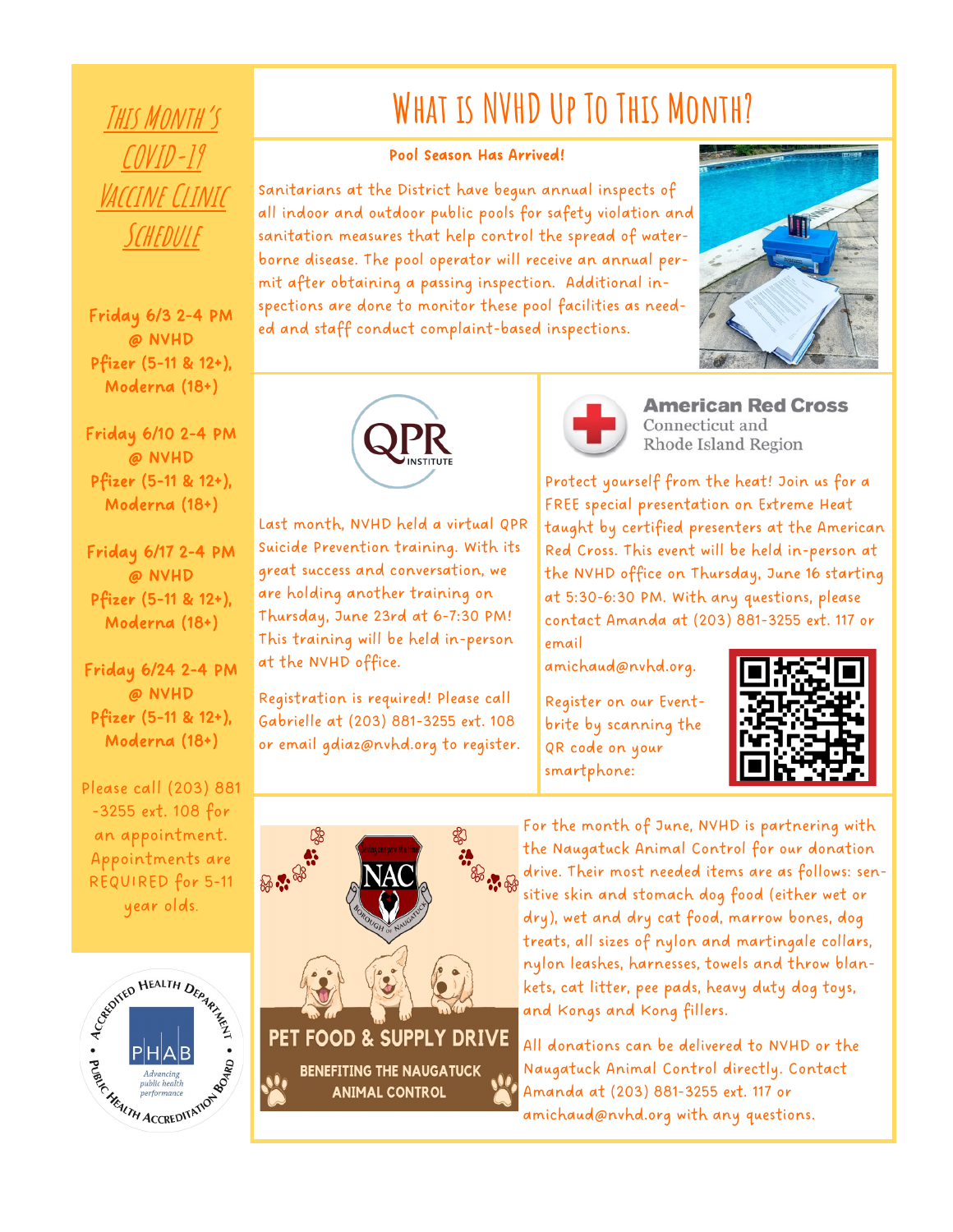# What is NVHD Up To This Month?

## This Month's COVID-19 Vaccine Clinic Schedule

**Friday 6/3 2-4 PM @ NVHD Pfizer (5-11 & 12+), Moderna (18+)**

**Friday 6/10 2-4 PM @ NVHD Pfizer (5-11 & 12+), Moderna (18+)**

**Friday 6/17 2-4 PM @ NVHD Pfizer (5-11 & 12+), Moderna (18+)**

**Friday 6/24 2-4 PM @ NVHD Pfizer (5-11 & 12+), Moderna (18+)**

Please call (203) 881-3255 ext. 108 for an appointment. Appointments are REQUIRED for 5-11 year olds.

ACCREDITED HEALTH DEPARTMENT • PHAB Advancing public health performance • PUBLIC HEALTH ACCREDITATION BOARD

### Pool Season Has Arrived!

Sanitarians at the District have begun annual inspects of all indoor and outdoor public pools for safety violation and sanitation measures that help control the spread of water-borne disease. The pool operator will receive an annual permit after obtaining a passing inspection. Additional inspections are done to monitor these pool facilities as needed and staff conduct complaint-based inspections.

### QPR Institute

Last month, NVHD held a virtual QPR Suicide Prevention training. With its great success and conversation, we are holding another training on Thursday, June 23rd at 6-7:30 PM! This training will be held in-person at the NVHD office.

Registration is required! Please call Gabrielle at (203) 881-3255 ext. 108 or email gdiaz@nvhd.org to register.

### American Red Cross Connecticut and Rhode Island Region

Protect yourself from the heat! Join us for a FREE special presentation on Extreme Heat taught by certified presenters at the American Red Cross. This event will be held in-person at the NVHD office on Thursday, June 16 starting at 5:30-6:30 PM. With any questions, please contact Amanda at (203) 881-3255 ext. 117 or email amichaud@nvhd.org.

Register on our Eventbrite by scanning the QR code on your smartphone:

### PET FOOD & SUPPLY DRIVE BENEFITING THE NAUGATUCK ANIMAL CONTROL

For the month of June, NVHD is partnering with the Naugatuck Animal Control for our donation drive. Their most needed items are as follows: sensitive skin and stomach dog food (either wet or dry), wet and dry cat food, marrow bones, dog treats, all sizes of nylon and martingale collars, nylon leashes, harnesses, towels and throw blankets, cat litter, pee pads, heavy duty dog toys, and Kongs and Kong fillers.

All donations can be delivered to NVHD or the Naugatuck Animal Control directly. Contact Amanda at (203) 881-3255 ext. 117 or amichaud@nvhd.org with any questions.